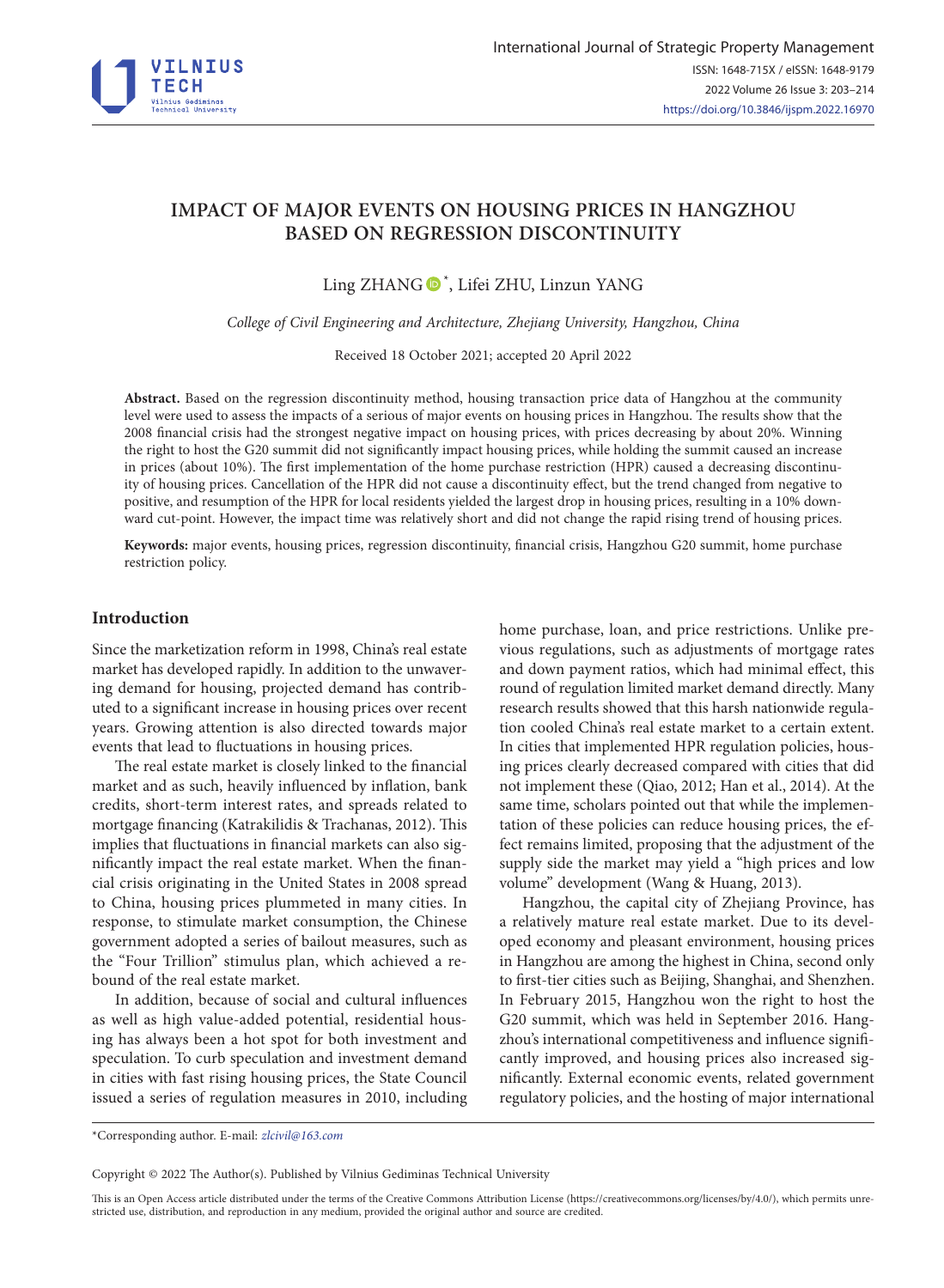# IMPACT OF MAJOR EVENTS ON HOUSING PRICES IN HANGZHOU BASED ON REGRESSION DISCONTINUITY

Ling ZHANG *, Lifei ZHU, Linzun YANG

*College of Civil Engineering and Architecture, Zhejiang University, Hangzhou, China*

Received 18 October 2021; accepted 20 April 2022

**Abstract.** Based on the regression discontinuity method, housing transaction price data of Hangzhou at the community level were used to assess the impacts of a serious of major events on housing prices in Hangzhou. The results show that the 2008 financial crisis had the strongest negative impact on housing prices, with prices decreasing by about 20%. Winning the right to host the G20 summit did not significantly impact housing prices, while holding the summit caused an increase in prices (about 10%). The first implementation of the home purchase restriction (HPR) caused a decreasing discontinuity of housing prices. Cancellation of the HPR did not cause a discontinuity effect, but the trend changed from negative to positive, and resumption of the HPR for local residents yielded the largest drop in housing prices, resulting in a 10% downward cut-point. However, the impact time was relatively short and did not change the rapid rising trend of housing prices.

**Keywords:** major events, housing prices, regression discontinuity, financial crisis, Hangzhou G20 summit, home purchase restriction policy.

## Introduction

Since the marketization reform in 1998, China's real estate market has developed rapidly. In addition to the unwavering demand for housing, projected demand has contributed to a significant increase in housing prices over recent years. Growing attention is also directed towards major events that lead to fluctuations in housing prices.

The real estate market is closely linked to the financial market and as such, heavily influenced by inflation, bank credits, short-term interest rates, and spreads related to mortgage financing (Katrakilidis & Trachanas, 2012). This implies that fluctuations in financial markets can also significantly impact the real estate market. When the financial crisis originating in the United States in 2008 spread to China, housing prices plummeted in many cities. In response, to stimulate market consumption, the Chinese government adopted a series of bailout measures, such as the "Four Trillion" stimulus plan, which achieved a rebound of the real estate market.

In addition, because of social and cultural influences as well as high value-added potential, residential housing has always been a hot spot for both investment and speculation. To curb speculation and investment demand in cities with fast rising housing prices, the State Council issued a series of regulation measures in 2010, including home purchase, loan, and price restrictions. Unlike previous regulations, such as adjustments of mortgage rates and down payment ratios, which had minimal effect, this round of regulation limited market demand directly. Many research results showed that this harsh nationwide regulation cooled China's real estate market to a certain extent. In cities that implemented HPR regulation policies, housing prices clearly decreased compared with cities that did not implement these (Qiao, 2012; Han et al., 2014). At the same time, scholars pointed out that while the implementation of these policies can reduce housing prices, the effect remains limited, proposing that the adjustment of the supply side the market may yield a "high prices and low volume" development (Wang & Huang, 2013).

Hangzhou, the capital city of Zhejiang Province, has a relatively mature real estate market. Due to its developed economy and pleasant environment, housing prices in Hangzhou are among the highest in China, second only to first-tier cities such as Beijing, Shanghai, and Shenzhen. In February 2015, Hangzhou won the right to host the G20 summit, which was held in September 2016. Hangzhou's international competitiveness and influence significantly improved, and housing prices also increased significantly. External economic events, related government regulatory policies, and the hosting of major international

*Corresponding author. E-mail: *zlcivil@163.com*

Copyright © 2022 The Author(s). Published by Vilnius Gediminas Technical University

This is an Open Access article distributed under the terms of the Creative Commons Attribution License (https://creativecommons.org/licenses/by/4.0/), which permits unrestricted use, distribution, and reproduction in any medium, provided the original author and source are credited.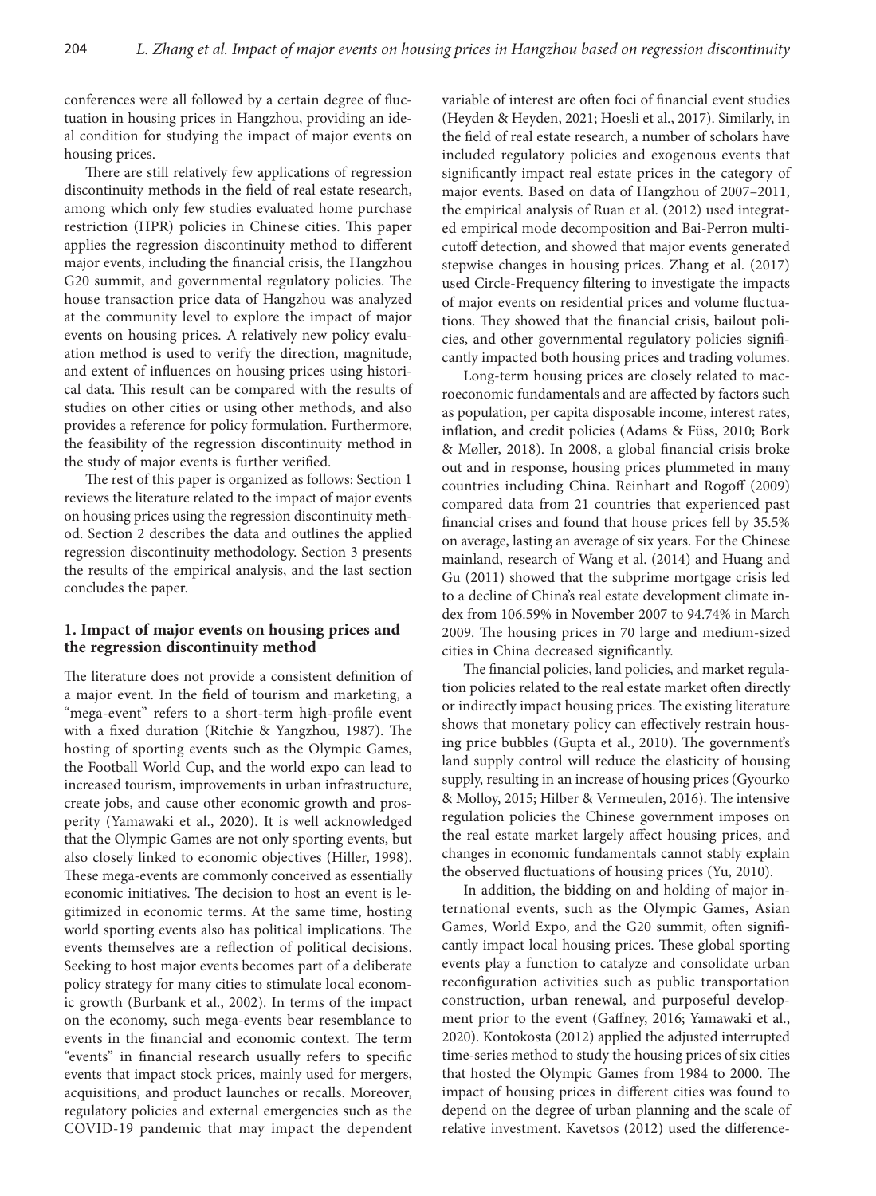conferences were all followed by a certain degree of fluctuation in housing prices in Hangzhou, providing an ideal condition for studying the impact of major events on housing prices.

There are still relatively few applications of regression discontinuity methods in the field of real estate research, among which only few studies evaluated home purchase restriction (HPR) policies in Chinese cities. This paper applies the regression discontinuity method to different major events, including the financial crisis, the Hangzhou G20 summit, and governmental regulatory policies. The house transaction price data of Hangzhou was analyzed at the community level to explore the impact of major events on housing prices. A relatively new policy evaluation method is used to verify the direction, magnitude, and extent of influences on housing prices using historical data. This result can be compared with the results of studies on other cities or using other methods, and also provides a reference for policy formulation. Furthermore, the feasibility of the regression discontinuity method in the study of major events is further verified.

The rest of this paper is organized as follows: Section 1 reviews the literature related to the impact of major events on housing prices using the regression discontinuity method. Section 2 describes the data and outlines the applied regression discontinuity methodology. Section 3 presents the results of the empirical analysis, and the last section concludes the paper.

## 1. Impact of major events on housing prices and the regression discontinuity method

The literature does not provide a consistent definition of a major event. In the field of tourism and marketing, a "mega-event" refers to a short-term high-profile event with a fixed duration (Ritchie & Yangzhou, 1987). The hosting of sporting events such as the Olympic Games, the Football World Cup, and the world expo can lead to increased tourism, improvements in urban infrastructure, create jobs, and cause other economic growth and prosperity (Yamawaki et al., 2020). It is well acknowledged that the Olympic Games are not only sporting events, but also closely linked to economic objectives (Hiller, 1998). These mega-events are commonly conceived as essentially economic initiatives. The decision to host an event is legitimized in economic terms. At the same time, hosting world sporting events also has political implications. The events themselves are a reflection of political decisions. Seeking to host major events becomes part of a deliberate policy strategy for many cities to stimulate local economic growth (Burbank et al., 2002). In terms of the impact on the economy, such mega-events bear resemblance to events in the financial and economic context. The term "events" in financial research usually refers to specific events that impact stock prices, mainly used for mergers, acquisitions, and product launches or recalls. Moreover, regulatory policies and external emergencies such as the COVID-19 pandemic that may impact the dependent variable of interest are often foci of financial event studies (Heyden & Heyden, 2021; Hoesli et al., 2017). Similarly, in the field of real estate research, a number of scholars have included regulatory policies and exogenous events that significantly impact real estate prices in the category of major events. Based on data of Hangzhou of 2007–2011, the empirical analysis of Ruan et al. (2012) used integrated empirical mode decomposition and Bai-Perron multi-cutoff detection, and showed that major events generated stepwise changes in housing prices. Zhang et al. (2017) used Circle-Frequency filtering to investigate the impacts of major events on residential prices and volume fluctuations. They showed that the financial crisis, bailout policies, and other governmental regulatory policies significantly impacted both housing prices and trading volumes.

Long-term housing prices are closely related to macroeconomic fundamentals and are affected by factors such as population, per capita disposable income, interest rates, inflation, and credit policies (Adams & Füss, 2010; Bork & Møller, 2018). In 2008, a global financial crisis broke out and in response, housing prices plummeted in many countries including China. Reinhart and Rogoff (2009) compared data from 21 countries that experienced past financial crises and found that house prices fell by 35.5% on average, lasting an average of six years. For the Chinese mainland, research of Wang et al. (2014) and Huang and Gu (2011) showed that the subprime mortgage crisis led to a decline of China's real estate development climate index from 106.59% in November 2007 to 94.74% in March 2009. The housing prices in 70 large and medium-sized cities in China decreased significantly.

The financial policies, land policies, and market regulation policies related to the real estate market often directly or indirectly impact housing prices. The existing literature shows that monetary policy can effectively restrain housing price bubbles (Gupta et al., 2010). The government's land supply control will reduce the elasticity of housing supply, resulting in an increase of housing prices (Gyourko & Molloy, 2015; Hilber & Vermeulen, 2016). The intensive regulation policies the Chinese government imposes on the real estate market largely affect housing prices, and changes in economic fundamentals cannot stably explain the observed fluctuations of housing prices (Yu, 2010).

In addition, the bidding on and holding of major international events, such as the Olympic Games, Asian Games, World Expo, and the G20 summit, often significantly impact local housing prices. These global sporting events play a function to catalyze and consolidate urban reconfiguration activities such as public transportation construction, urban renewal, and purposeful development prior to the event (Gaffney, 2016; Yamawaki et al., 2020). Kontokosta (2012) applied the adjusted interrupted time-series method to study the housing prices of six cities that hosted the Olympic Games from 1984 to 2000. The impact of housing prices in different cities was found to depend on the degree of urban planning and the scale of relative investment. Kavetsos (2012) used the difference-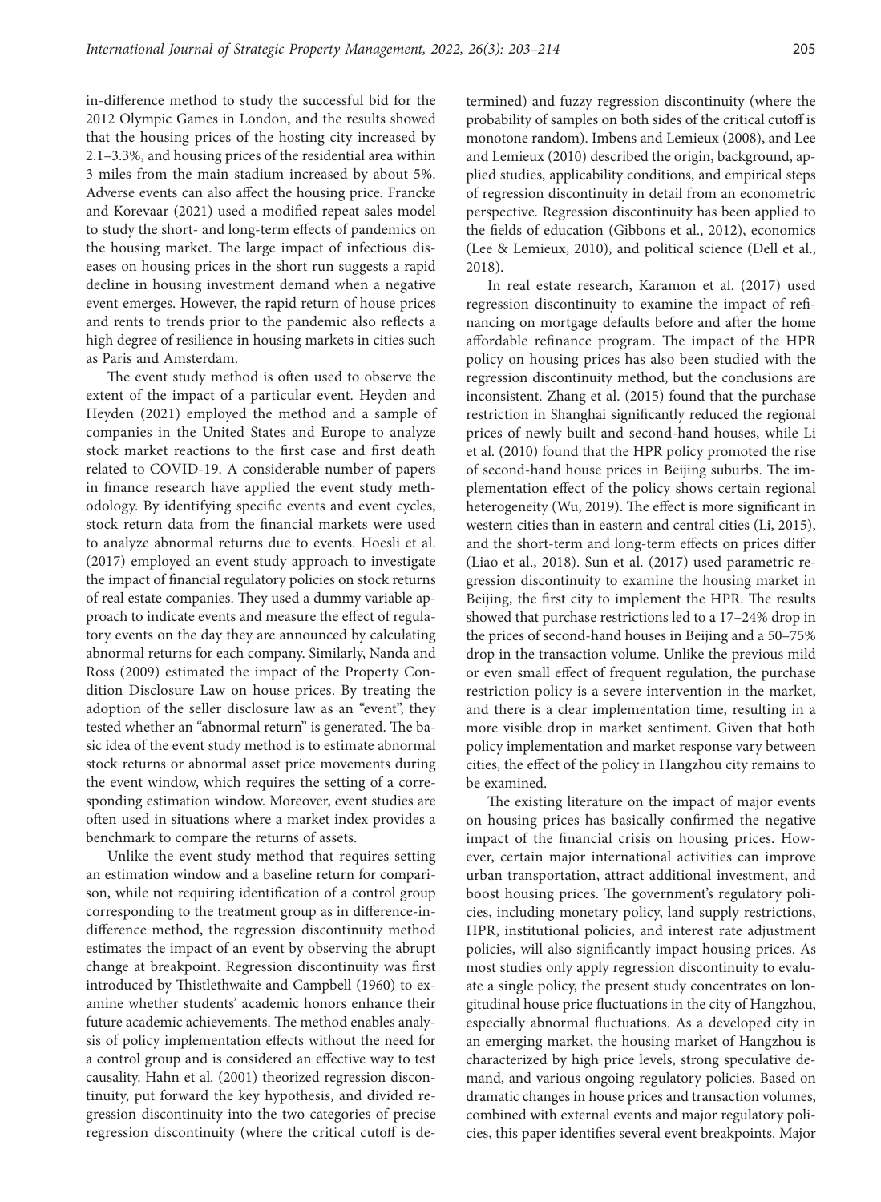in-difference method to study the successful bid for the 2012 Olympic Games in London, and the results showed that the housing prices of the hosting city increased by 2.1–3.3%, and housing prices of the residential area within 3 miles from the main stadium increased by about 5%. Adverse events can also affect the housing price. Francke and Korevaar (2021) used a modified repeat sales model to study the short- and long-term effects of pandemics on the housing market. The large impact of infectious diseases on housing prices in the short run suggests a rapid decline in housing investment demand when a negative event emerges. However, the rapid return of house prices and rents to trends prior to the pandemic also reflects a high degree of resilience in housing markets in cities such as Paris and Amsterdam.

The event study method is often used to observe the extent of the impact of a particular event. Heyden and Heyden (2021) employed the method and a sample of companies in the United States and Europe to analyze stock market reactions to the first case and first death related to COVID-19. A considerable number of papers in finance research have applied the event study methodology. By identifying specific events and event cycles, stock return data from the financial markets were used to analyze abnormal returns due to events. Hoesli et al. (2017) employed an event study approach to investigate the impact of financial regulatory policies on stock returns of real estate companies. They used a dummy variable approach to indicate events and measure the effect of regulatory events on the day they are announced by calculating abnormal returns for each company. Similarly, Nanda and Ross (2009) estimated the impact of the Property Condition Disclosure Law on house prices. By treating the adoption of the seller disclosure law as an "event", they tested whether an "abnormal return" is generated. The basic idea of the event study method is to estimate abnormal stock returns or abnormal asset price movements during the event window, which requires the setting of a corresponding estimation window. Moreover, event studies are often used in situations where a market index provides a benchmark to compare the returns of assets.

Unlike the event study method that requires setting an estimation window and a baseline return for comparison, while not requiring identification of a control group corresponding to the treatment group as in difference-in-difference method, the regression discontinuity method estimates the impact of an event by observing the abrupt change at breakpoint. Regression discontinuity was first introduced by Thistlethwaite and Campbell (1960) to examine whether students' academic honors enhance their future academic achievements. The method enables analysis of policy implementation effects without the need for a control group and is considered an effective way to test causality. Hahn et al. (2001) theorized regression discontinuity, put forward the key hypothesis, and divided regression discontinuity into the two categories of precise regression discontinuity (where the critical cutoff is determined) and fuzzy regression discontinuity (where the probability of samples on both sides of the critical cutoff is monotone random). Imbens and Lemieux (2008), and Lee and Lemieux (2010) described the origin, background, applied studies, applicability conditions, and empirical steps of regression discontinuity in detail from an econometric perspective. Regression discontinuity has been applied to the fields of education (Gibbons et al., 2012), economics (Lee & Lemieux, 2010), and political science (Dell et al., 2018).

In real estate research, Karamon et al. (2017) used regression discontinuity to examine the impact of refinancing on mortgage defaults before and after the home affordable refinance program. The impact of the HPR policy on housing prices has also been studied with the regression discontinuity method, but the conclusions are inconsistent. Zhang et al. (2015) found that the purchase restriction in Shanghai significantly reduced the regional prices of newly built and second-hand houses, while Li et al. (2010) found that the HPR policy promoted the rise of second-hand house prices in Beijing suburbs. The implementation effect of the policy shows certain regional heterogeneity (Wu, 2019). The effect is more significant in western cities than in eastern and central cities (Li, 2015), and the short-term and long-term effects on prices differ (Liao et al., 2018). Sun et al. (2017) used parametric regression discontinuity to examine the housing market in Beijing, the first city to implement the HPR. The results showed that purchase restrictions led to a 17–24% drop in the prices of second-hand houses in Beijing and a 50–75% drop in the transaction volume. Unlike the previous mild or even small effect of frequent regulation, the purchase restriction policy is a severe intervention in the market, and there is a clear implementation time, resulting in a more visible drop in market sentiment. Given that both policy implementation and market response vary between cities, the effect of the policy in Hangzhou city remains to be examined.

The existing literature on the impact of major events on housing prices has basically confirmed the negative impact of the financial crisis on housing prices. However, certain major international activities can improve urban transportation, attract additional investment, and boost housing prices. The government's regulatory policies, including monetary policy, land supply restrictions, HPR, institutional policies, and interest rate adjustment policies, will also significantly impact housing prices. As most studies only apply regression discontinuity to evaluate a single policy, the present study concentrates on longitudinal house price fluctuations in the city of Hangzhou, especially abnormal fluctuations. As a developed city in an emerging market, the housing market of Hangzhou is characterized by high price levels, strong speculative demand, and various ongoing regulatory policies. Based on dramatic changes in house prices and transaction volumes, combined with external events and major regulatory policies, this paper identifies several event breakpoints. Major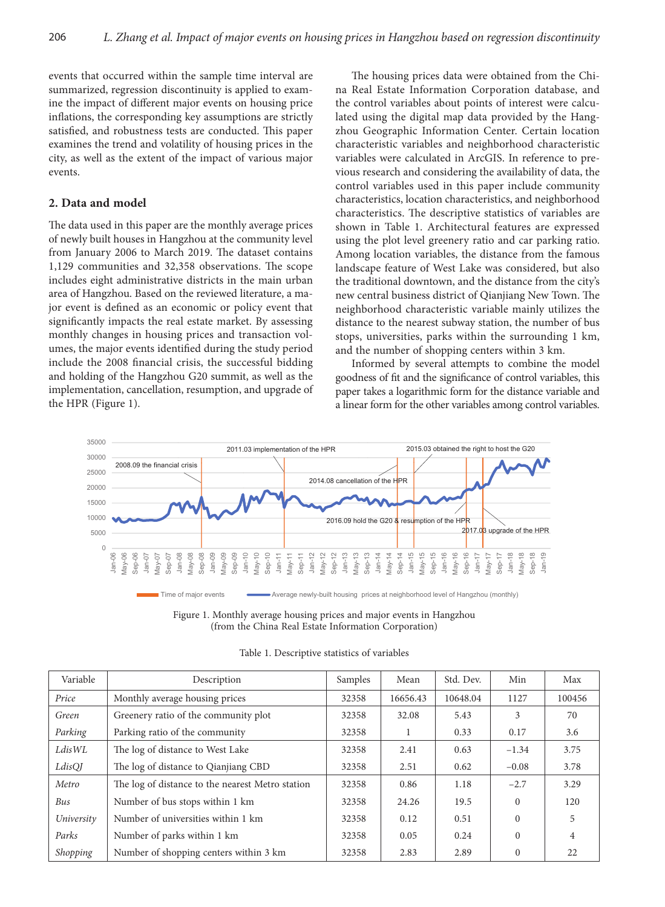events that occurred within the sample time interval are summarized, regression discontinuity is applied to examine the impact of different major events on housing price inflations, the corresponding key assumptions are strictly satisfied, and robustness tests are conducted. This paper examines the trend and volatility of housing prices in the city, as well as the extent of the impact of various major events.

## 2. Data and model

The data used in this paper are the monthly average prices of newly built houses in Hangzhou at the community level from January 2006 to March 2019. The dataset contains 1,129 communities and 32,358 observations. The scope includes eight administrative districts in the main urban area of Hangzhou. Based on the reviewed literature, a major event is defined as an economic or policy event that significantly impacts the real estate market. By assessing monthly changes in housing prices and transaction volumes, the major events identified during the study period include the 2008 financial crisis, the successful bidding and holding of the Hangzhou G20 summit, as well as the implementation, cancellation, resumption, and upgrade of the HPR (Figure 1).

The housing prices data were obtained from the China Real Estate Information Corporation database, and the control variables about points of interest were calculated using the digital map data provided by the Hangzhou Geographic Information Center. Certain location characteristic variables and neighborhood characteristic variables were calculated in ArcGIS. In reference to previous research and considering the availability of data, the control variables used in this paper include community characteristics, location characteristics, and neighborhood characteristics. The descriptive statistics of variables are shown in Table 1. Architectural features are expressed using the plot level greenery ratio and car parking ratio. Among location variables, the distance from the famous landscape feature of West Lake was considered, but also the traditional downtown, and the distance from the city's new central business district of Qianjiang New Town. The neighborhood characteristic variable mainly utilizes the distance to the nearest subway station, the number of bus stops, universities, parks within the surrounding 1 km, and the number of shopping centers within 3 km.

Informed by several attempts to combine the model goodness of fit and the significance of control variables, this paper takes a logarithmic form for the distance variable and a linear form for the other variables among control variables.

Figure 1. Monthly average housing prices and major events in Hangzhou (from the China Real Estate Information Corporation)

Table 1. Descriptive statistics of variables

| Variable | Description | Samples | Mean | Std. Dev. | Min | Max |
|---|---|---|---|---|---|---|
| *Price* | Monthly average housing prices | 32358 | 16656.43 | 10648.04 | 1127 | 100456 |
| *Green* | Greenery ratio of the community plot | 32358 | 32.08 | 5.43 | 3 | 70 |
| *Parking* | Parking ratio of the community | 32358 | 1 | 0.33 | 0.17 | 3.6 |
| *LdisWL* | The log of distance to West Lake | 32358 | 2.41 | 0.63 | −1.34 | 3.75 |
| *LdisQJ* | The log of distance to Qianjiang CBD | 32358 | 2.51 | 0.62 | −0.08 | 3.78 |
| *Metro* | The log of distance to the nearest Metro station | 32358 | 0.86 | 1.18 | −2.7 | 3.29 |
| *Bus* | Number of bus stops within 1 km | 32358 | 24.26 | 19.5 | 0 | 120 |
| *University* | Number of universities within 1 km | 32358 | 0.12 | 0.51 | 0 | 5 |
| *Parks* | Number of parks within 1 km | 32358 | 0.05 | 0.24 | 0 | 4 |
| *Shopping* | Number of shopping centers within 3 km | 32358 | 2.83 | 2.89 | 0 | 22 |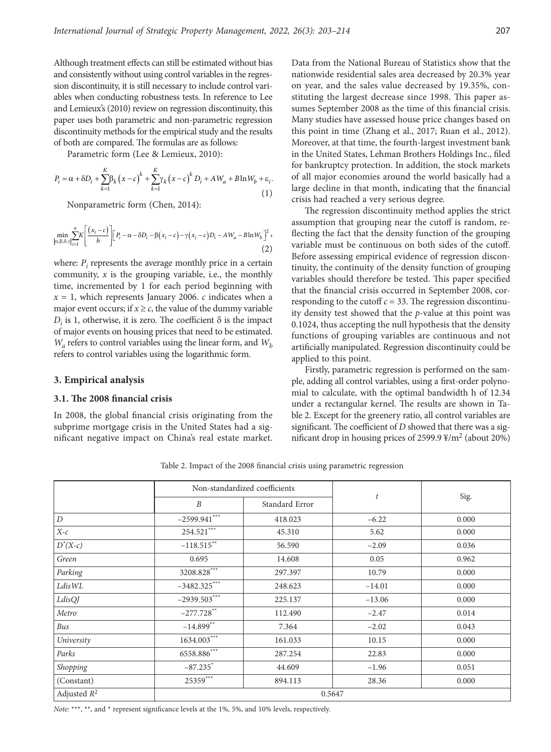Although treatment effects can still be estimated without bias and consistently without using control variables in the regression discontinuity, it is still necessary to include control variables when conducting robustness tests. In reference to Lee and Lemieux's (2010) review on regression discontinuity, this paper uses both parametric and non-parametric regression discontinuity methods for the empirical study and the results of both are compared. The formulas are as follows:

Parametric form (Lee & Lemieux, 2010):

$$P_i = \alpha + \delta D_i + \sum_{k=1}^{K} \beta_k (x-c)^k + \sum_{k=1}^{K} \gamma_k (x-c)^k D_i + AW_a + B \ln W_b + \varepsilon_i . \quad (1)$$

Nonparametric form (Chen, 2014):

$$\min_{|\alpha,\beta,\delta,\gamma|} \sum_{i=1}^{n} K\left[\frac{(x_i - c)}{h}\right]\left[P_i - \alpha - \delta D_i - \beta(x_i - c) - \gamma(x_i - c)D_i - AW_a - B\ln W_b\right]^2, \quad (2)$$

where: $P_i$ represents the average monthly price in a certain community, $x$ is the grouping variable, i.e., the monthly time, incremented by 1 for each period beginning with $x = 1$, which represents January 2006. $c$ indicates when a major event occurs; if $x \geq c$, the value of the dummy variable $D_i$ is 1, otherwise, it is zero. The coefficient $\delta$ is the impact of major events on housing prices that need to be estimated. $W_a$ refers to control variables using the linear form, and $W_b$ refers to control variables using the logarithmic form.

## 3. Empirical analysis

### 3.1. The 2008 financial crisis

In 2008, the global financial crisis originating from the subprime mortgage crisis in the United States had a significant negative impact on China's real estate market. Data from the National Bureau of Statistics show that the nationwide residential sales area decreased by 20.3% year on year, and the sales value decreased by 19.35%, constituting the largest decrease since 1998. This paper assumes September 2008 as the time of this financial crisis. Many studies have assessed house price changes based on this point in time (Zhang et al., 2017; Ruan et al., 2012). Moreover, at that time, the fourth-largest investment bank in the United States, Lehman Brothers Holdings Inc., filed for bankruptcy protection. In addition, the stock markets of all major economies around the world basically had a large decline in that month, indicating that the financial crisis had reached a very serious degree.

The regression discontinuity method applies the strict assumption that grouping near the cutoff is random, reflecting the fact that the density function of the grouping variable must be continuous on both sides of the cutoff. Before assessing empirical evidence of regression discontinuity, the continuity of the density function of grouping variables should therefore be tested. This paper specified that the financial crisis occurred in September 2008, corresponding to the cutoff $c = 33$. The regression discontinuity density test showed that the $p$-value at this point was 0.1024, thus accepting the null hypothesis that the density functions of grouping variables are continuous and not artificially manipulated. Regression discontinuity could be applied to this point.

Firstly, parametric regression is performed on the sample, adding all control variables, using a first-order polynomial to calculate, with the optimal bandwidth h of 12.34 under a rectangular kernel. The results are shown in Table 2. Except for the greenery ratio, all control variables are significant. The coefficient of $D$ showed that there was a significant drop in housing prices of 2599.9 ¥/m$^2$ (about 20%)

Table 2. Impact of the 2008 financial crisis using parametric regression

| | Non-standardized coefficients | | $t$ | Sig. |
|---|---|---|---|---|
| | $B$ | Standard Error | | |
| $D$ | –2599.941*** | 418.023 | –6.22 | 0.000 |
| $X$-$c$ | 254.521*** | 45.310 | 5.62 | 0.000 |
| $D^*(X$-$c)$ | –118.515** | 56.590 | –2.09 | 0.036 |
| *Green* | 0.695 | 14.608 | 0.05 | 0.962 |
| *Parking* | 3208.828*** | 297.397 | 10.79 | 0.000 |
| *LdisWL* | –3482.325*** | 248.623 | –14.01 | 0.000 |
| *LdisQJ* | –2939.503*** | 225.137 | –13.06 | 0.000 |
| *Metro* | –277.728** | 112.490 | –2.47 | 0.014 |
| *Bus* | –14.899** | 7.364 | –2.02 | 0.043 |
| *University* | 1634.003*** | 161.033 | 10.15 | 0.000 |
| *Parks* | 6558.886*** | 287.254 | 22.83 | 0.000 |
| *Shopping* | –87.235* | 44.609 | –1.96 | 0.051 |
| (Constant) | 25359*** | 894.113 | 28.36 | 0.000 |
| Adjusted $R^2$ | 0.5647 | | | |

*Note:* ***, **, and * represent significance levels at the 1%, 5%, and 10% levels, respectively.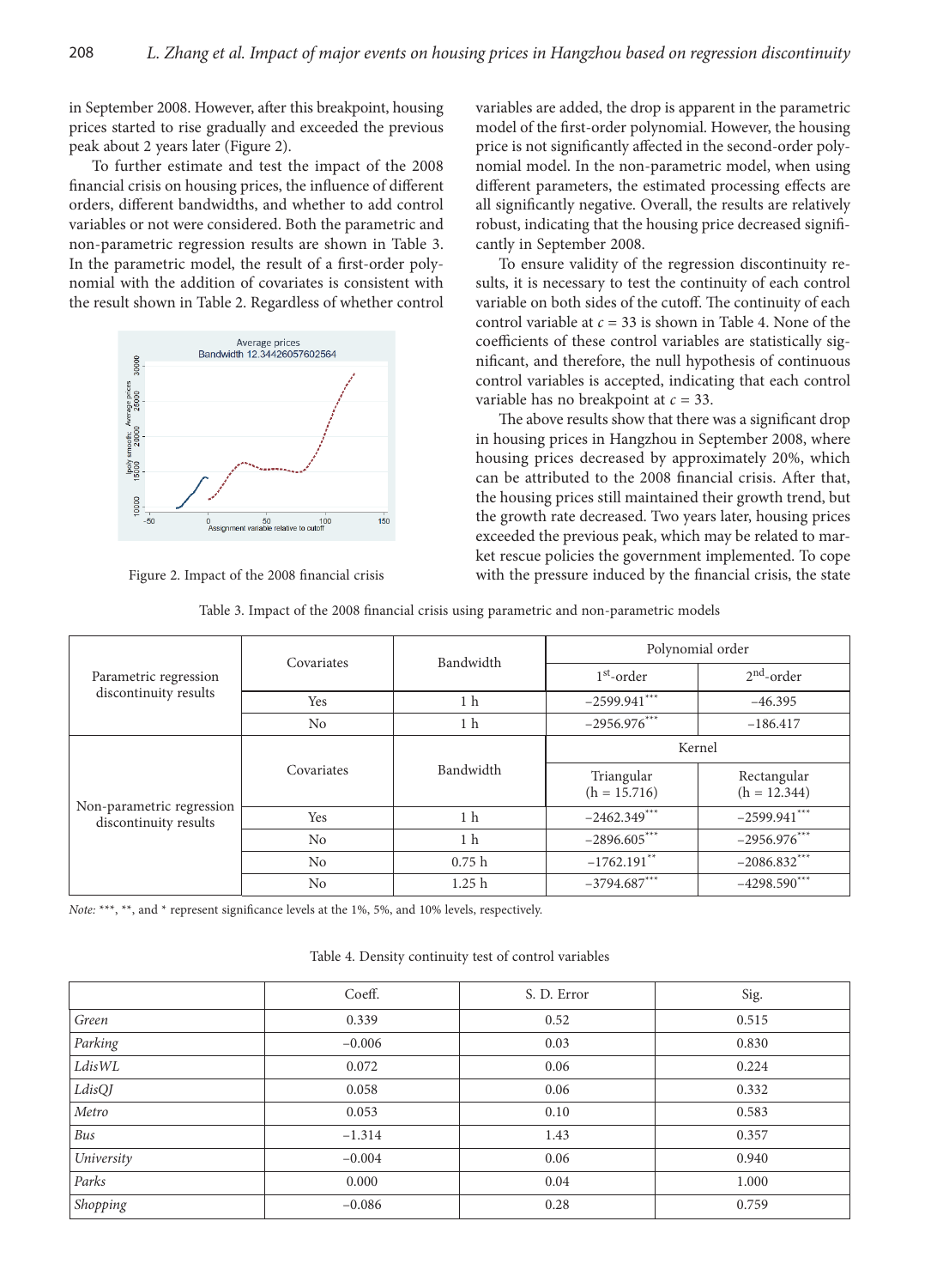in September 2008. However, after this breakpoint, housing prices started to rise gradually and exceeded the previous peak about 2 years later (Figure 2).

To further estimate and test the impact of the 2008 financial crisis on housing prices, the influence of different orders, different bandwidths, and whether to add control variables or not were considered. Both the parametric and non-parametric regression results are shown in Table 3. In the parametric model, the result of a first-order polynomial with the addition of covariates is consistent with the result shown in Table 2. Regardless of whether control variables are added, the drop is apparent in the parametric model of the first-order polynomial. However, the housing price is not significantly affected in the second-order polynomial model. In the non-parametric model, when using different parameters, the estimated processing effects are all significantly negative. Overall, the results are relatively robust, indicating that the housing price decreased significantly in September 2008.

Figure 2. Impact of the 2008 financial crisis

To ensure validity of the regression discontinuity results, it is necessary to test the continuity of each control variable on both sides of the cutoff. The continuity of each control variable at $c = 33$ is shown in Table 4. None of the coefficients of these control variables are statistically significant, and therefore, the null hypothesis of continuous control variables is accepted, indicating that each control variable has no breakpoint at $c = 33$.

The above results show that there was a significant drop in housing prices in Hangzhou in September 2008, where housing prices decreased by approximately 20%, which can be attributed to the 2008 financial crisis. After that, the housing prices still maintained their growth trend, but the growth rate decreased. Two years later, housing prices exceeded the previous peak, which may be related to market rescue policies the government implemented. To cope with the pressure induced by the financial crisis, the state

Table 3. Impact of the 2008 financial crisis using parametric and non-parametric models

| | Covariates | Bandwidth | Polynomial order | |
|---|---|---|---|---|
| Parametric regression discontinuity results | | | $1^{st}$-order | $2^{nd}$-order |
| | Yes | 1 h | −2599.941*** | −46.395 |
| | No | 1 h | −2956.976*** | −186.417 |
| Non-parametric regression discontinuity results | Covariates | Bandwidth | Kernel | |
| | | | Triangular (h = 15.716) | Rectangular (h = 12.344) |
| | Yes | 1 h | −2462.349*** | −2599.941*** |
| | No | 1 h | −2896.605*** | −2956.976*** |
| | No | 0.75 h | −1762.191** | −2086.832*** |
| | No | 1.25 h | −3794.687*** | −4298.590*** |

*Note:* ***, **, and * represent significance levels at the 1%, 5%, and 10% levels, respectively.

Table 4. Density continuity test of control variables

| | Coeff. | S. D. Error | Sig. |
|---|---|---|---|
| *Green* | 0.339 | 0.52 | 0.515 |
| *Parking* | −0.006 | 0.03 | 0.830 |
| *LdisWL* | 0.072 | 0.06 | 0.224 |
| *LdisQJ* | 0.058 | 0.06 | 0.332 |
| *Metro* | 0.053 | 0.10 | 0.583 |
| *Bus* | −1.314 | 1.43 | 0.357 |
| *University* | −0.004 | 0.06 | 0.940 |
| *Parks* | 0.000 | 0.04 | 1.000 |
| *Shopping* | −0.086 | 0.28 | 0.759 |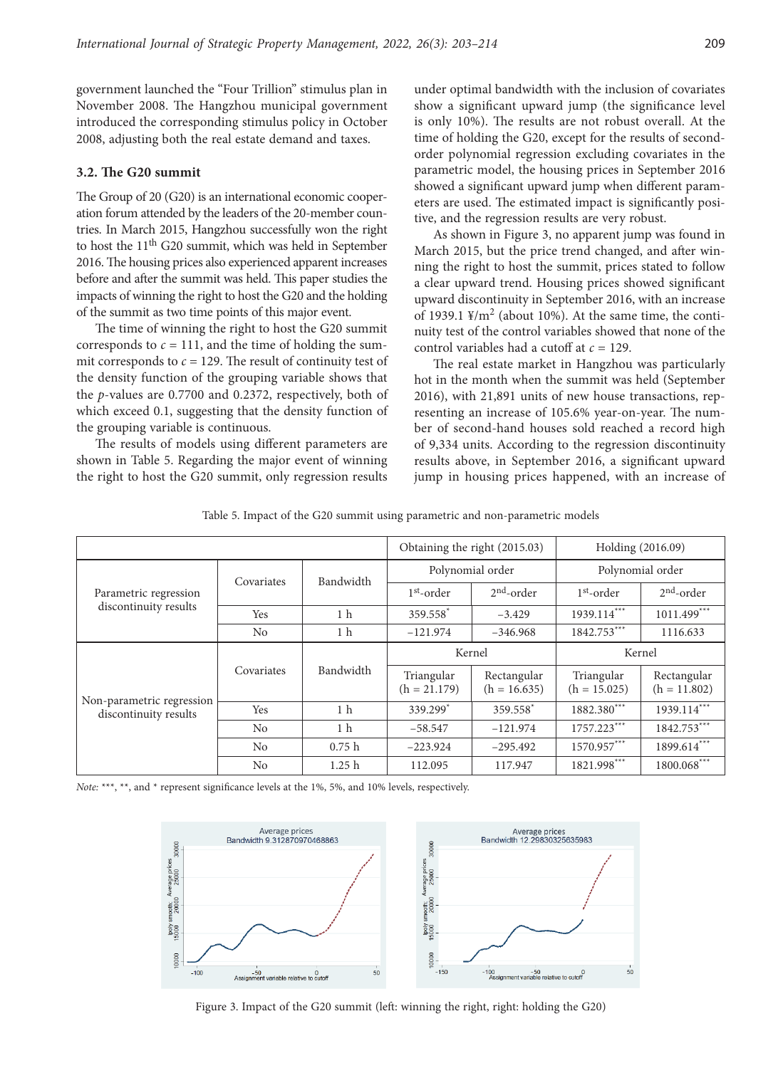government launched the "Four Trillion" stimulus plan in November 2008. The Hangzhou municipal government introduced the corresponding stimulus policy in October 2008, adjusting both the real estate demand and taxes.

### 3.2. The G20 summit

The Group of 20 (G20) is an international economic cooperation forum attended by the leaders of the 20-member countries. In March 2015, Hangzhou successfully won the right to host the 11th G20 summit, which was held in September 2016. The housing prices also experienced apparent increases before and after the summit was held. This paper studies the impacts of winning the right to host the G20 and the holding of the summit as two time points of this major event.

The time of winning the right to host the G20 summit corresponds to $c = 111$, and the time of holding the summit corresponds to $c = 129$. The result of continuity test of the density function of the grouping variable shows that the $p$-values are 0.7700 and 0.2372, respectively, both of which exceed 0.1, suggesting that the density function of the grouping variable is continuous.

The results of models using different parameters are shown in Table 5. Regarding the major event of winning the right to host the G20 summit, only regression results under optimal bandwidth with the inclusion of covariates show a significant upward jump (the significance level is only 10%). The results are not robust overall. At the time of holding the G20, except for the results of second-order polynomial regression excluding covariates in the parametric model, the housing prices in September 2016 showed a significant upward jump when different parameters are used. The estimated impact is significantly positive, and the regression results are very robust.

As shown in Figure 3, no apparent jump was found in March 2015, but the price trend changed, and after winning the right to host the summit, prices stated to follow a clear upward trend. Housing prices showed significant upward discontinuity in September 2016, with an increase of 1939.1 ¥/m$^2$ (about 10%). At the same time, the continuity test of the control variables showed that none of the control variables had a cutoff at $c = 129$.

The real estate market in Hangzhou was particularly hot in the month when the summit was held (September 2016), with 21,891 units of new house transactions, representing an increase of 105.6% year-on-year. The number of second-hand houses sold reached a record high of 9,334 units. According to the regression discontinuity results above, in September 2016, a significant upward jump in housing prices happened, with an increase of

Table 5. Impact of the G20 summit using parametric and non-parametric models

| | | | Obtaining the right (2015.03) | | Holding (2016.09) | |
|---|---|---|---|---|---|---|
| Parametric regression discontinuity results | Covariates | Bandwidth | Polynomial order | | Polynomial order | |
| | | | 1st-order | 2nd-order | 1st-order | 2nd-order |
| | Yes | 1 h | 359.558* | −3.429 | 1939.114*** | 1011.499*** |
| | No | 1 h | −121.974 | −346.968 | 1842.753*** | 1116.633 |
| Non-parametric regression discontinuity results | Covariates | Bandwidth | Kernel | | Kernel | |
| | | | Triangular (h = 21.179) | Rectangular (h = 16.635) | Triangular (h = 15.025) | Rectangular (h = 11.802) |
| | Yes | 1 h | 339.299* | 359.558* | 1882.380*** | 1939.114*** |
| | No | 1 h | −58.547 | −121.974 | 1757.223*** | 1842.753*** |
| | No | 0.75 h | −223.924 | −295.492 | 1570.957*** | 1899.614*** |
| | No | 1.25 h | 112.095 | 117.947 | 1821.998*** | 1800.068*** |

*Note:* ***, **, and * represent significance levels at the 1%, 5%, and 10% levels, respectively.

Figure 3. Impact of the G20 summit (left: winning the right, right: holding the G20)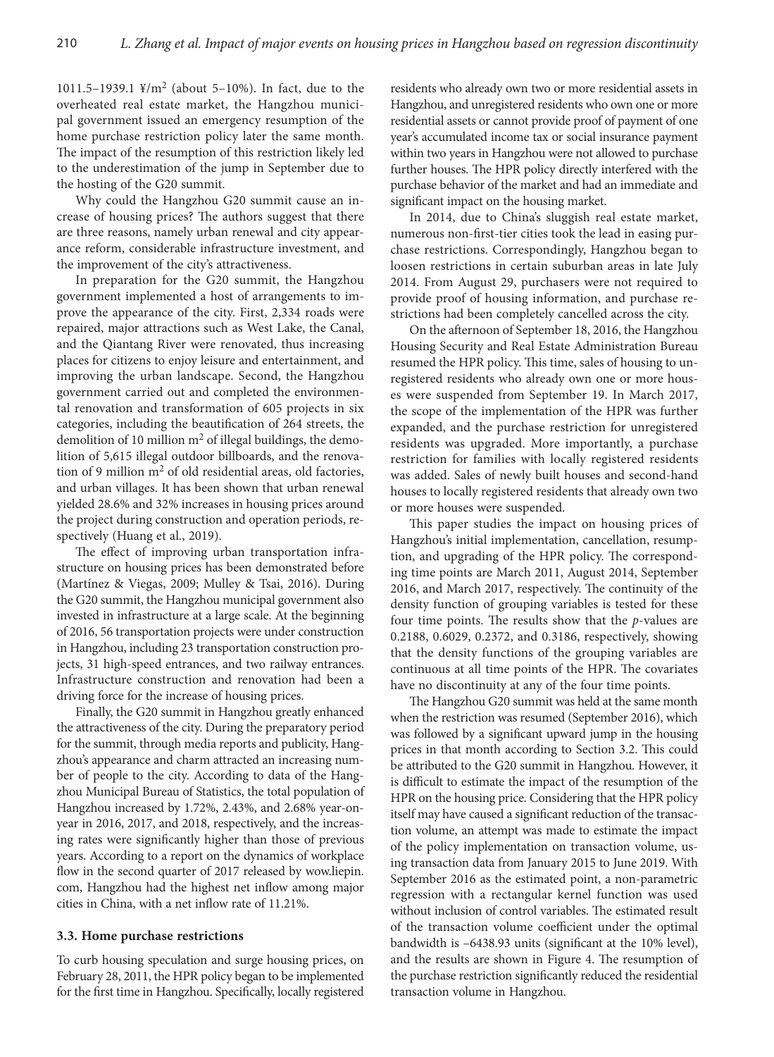1011.5–1939.1 ¥/m$^2$ (about 5–10%). In fact, due to the overheated real estate market, the Hangzhou municipal government issued an emergency resumption of the home purchase restriction policy later the same month. The impact of the resumption of this restriction likely led to the underestimation of the jump in September due to the hosting of the G20 summit.

Why could the Hangzhou G20 summit cause an increase of housing prices? The authors suggest that there are three reasons, namely urban renewal and city appearance reform, considerable infrastructure investment, and the improvement of the city's attractiveness.

In preparation for the G20 summit, the Hangzhou government implemented a host of arrangements to improve the appearance of the city. First, 2,334 roads were repaired, major attractions such as West Lake, the Canal, and the Qiantang River were renovated, thus increasing places for citizens to enjoy leisure and entertainment, and improving the urban landscape. Second, the Hangzhou government carried out and completed the environmental renovation and transformation of 605 projects in six categories, including the beautification of 264 streets, the demolition of 10 million m$^2$ of illegal buildings, the demolition of 5,615 illegal outdoor billboards, and the renovation of 9 million m$^2$ of old residential areas, old factories, and urban villages. It has been shown that urban renewal yielded 28.6% and 32% increases in housing prices around the project during construction and operation periods, respectively (Huang et al., 2019).

The effect of improving urban transportation infrastructure on housing prices has been demonstrated before (Martínez & Viegas, 2009; Mulley & Tsai, 2016). During the G20 summit, the Hangzhou municipal government also invested in infrastructure at a large scale. At the beginning of 2016, 56 transportation projects were under construction in Hangzhou, including 23 transportation construction projects, 31 high-speed entrances, and two railway entrances. Infrastructure construction and renovation had been a driving force for the increase of housing prices.

Finally, the G20 summit in Hangzhou greatly enhanced the attractiveness of the city. During the preparatory period for the summit, through media reports and publicity, Hangzhou's appearance and charm attracted an increasing number of people to the city. According to data of the Hangzhou Municipal Bureau of Statistics, the total population of Hangzhou increased by 1.72%, 2.43%, and 2.68% year-on-year in 2016, 2017, and 2018, respectively, and the increasing rates were significantly higher than those of previous years. According to a report on the dynamics of workplace flow in the second quarter of 2017 released by wow.liepin.com, Hangzhou had the highest net inflow among major cities in China, with a net inflow rate of 11.21%.

### 3.3. Home purchase restrictions

To curb housing speculation and surge housing prices, on February 28, 2011, the HPR policy began to be implemented for the first time in Hangzhou. Specifically, locally registered residents who already own two or more residential assets in Hangzhou, and unregistered residents who own one or more residential assets or cannot provide proof of payment of one year's accumulated income tax or social insurance payment within two years in Hangzhou were not allowed to purchase further houses. The HPR policy directly interfered with the purchase behavior of the market and had an immediate and significant impact on the housing market.

In 2014, due to China's sluggish real estate market, numerous non-first-tier cities took the lead in easing purchase restrictions. Correspondingly, Hangzhou began to loosen restrictions in certain suburban areas in late July 2014. From August 29, purchasers were not required to provide proof of housing information, and purchase restrictions had been completely cancelled across the city.

On the afternoon of September 18, 2016, the Hangzhou Housing Security and Real Estate Administration Bureau resumed the HPR policy. This time, sales of housing to unregistered residents who already own one or more houses were suspended from September 19. In March 2017, the scope of the implementation of the HPR was further expanded, and the purchase restriction for unregistered residents was upgraded. More importantly, a purchase restriction for families with locally registered residents was added. Sales of newly built houses and second-hand houses to locally registered residents that already own two or more houses were suspended.

This paper studies the impact on housing prices of Hangzhou's initial implementation, cancellation, resumption, and upgrading of the HPR policy. The corresponding time points are March 2011, August 2014, September 2016, and March 2017, respectively. The continuity of the density function of grouping variables is tested for these four time points. The results show that the $p$-values are 0.2188, 0.6029, 0.2372, and 0.3186, respectively, showing that the density functions of the grouping variables are continuous at all time points of the HPR. The covariates have no discontinuity at any of the four time points.

The Hangzhou G20 summit was held at the same month when the restriction was resumed (September 2016), which was followed by a significant upward jump in the housing prices in that month according to Section 3.2. This could be attributed to the G20 summit in Hangzhou. However, it is difficult to estimate the impact of the resumption of the HPR on the housing price. Considering that the HPR policy itself may have caused a significant reduction of the transaction volume, an attempt was made to estimate the impact of the policy implementation on transaction volume, using transaction data from January 2015 to June 2019. With September 2016 as the estimated point, a non-parametric regression with a rectangular kernel function was used without inclusion of control variables. The estimated result of the transaction volume coefficient under the optimal bandwidth is –6438.93 units (significant at the 10% level), and the results are shown in Figure 4. The resumption of the purchase restriction significantly reduced the residential transaction volume in Hangzhou.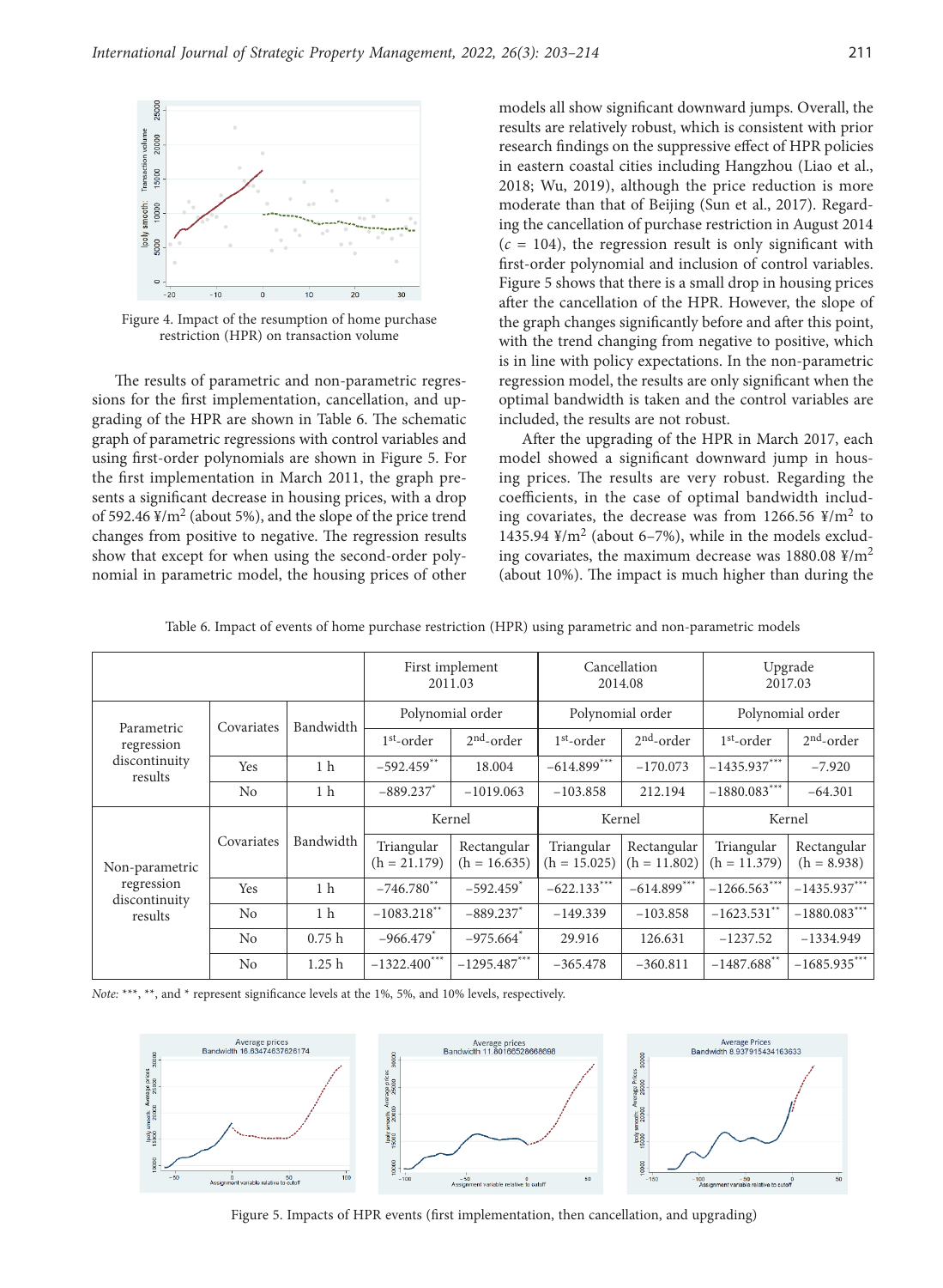Figure 4. Impact of the resumption of home purchase restriction (HPR) on transaction volume

The results of parametric and non-parametric regressions for the first implementation, cancellation, and upgrading of the HPR are shown in Table 6. The schematic graph of parametric regressions with control variables and using first-order polynomials are shown in Figure 5. For the first implementation in March 2011, the graph presents a significant decrease in housing prices, with a drop of 592.46 ¥/m$^2$ (about 5%), and the slope of the price trend changes from positive to negative. The regression results show that except for when using the second-order polynomial in parametric model, the housing prices of other models all show significant downward jumps. Overall, the results are relatively robust, which is consistent with prior research findings on the suppressive effect of HPR policies in eastern coastal cities including Hangzhou (Liao et al., 2018; Wu, 2019), although the price reduction is more moderate than that of Beijing (Sun et al., 2017). Regarding the cancellation of purchase restriction in August 2014 ($c = 104$), the regression result is only significant with first-order polynomial and inclusion of control variables. Figure 5 shows that there is a small drop in housing prices after the cancellation of the HPR. However, the slope of the graph changes significantly before and after this point, with the trend changing from negative to positive, which is in line with policy expectations. In the non-parametric regression model, the results are only significant when the optimal bandwidth is taken and the control variables are included, the results are not robust.

After the upgrading of the HPR in March 2017, each model showed a significant downward jump in housing prices. The results are very robust. Regarding the coefficients, in the case of optimal bandwidth including covariates, the decrease was from 1266.56 ¥/m$^2$ to 1435.94 ¥/m$^2$ (about 6–7%), while in the models excluding covariates, the maximum decrease was 1880.08 ¥/m$^2$ (about 10%). The impact is much higher than during the

Table 6. Impact of events of home purchase restriction (HPR) using parametric and non-parametric models

| | | | First implement 2011.03 | | Cancellation 2014.08 | | Upgrade 2017.03 | |
|---|---|---|---|---|---|---|---|---|
| Parametric regression discontinuity results | Covariates | Bandwidth | Polynomial order | | Polynomial order | | Polynomial order | |
| | | | 1st-order | 2nd-order | 1st-order | 2nd-order | 1st-order | 2nd-order |
| | Yes | 1 h | −592.459** | 18.004 | −614.899*** | −170.073 | −1435.937*** | −7.920 |
| | No | 1 h | −889.237* | −1019.063 | −103.858 | 212.194 | −1880.083*** | −64.301 |
| Non-parametric regression discontinuity results | Covariates | Bandwidth | Kernel | | Kernel | | Kernel | |
| | | | Triangular (h = 21.179) | Rectangular (h = 16.635) | Triangular (h = 15.025) | Rectangular (h = 11.802) | Triangular (h = 11.379) | Rectangular (h = 8.938) |
| | Yes | 1 h | −746.780** | −592.459* | −622.133*** | −614.899*** | −1266.563*** | −1435.937*** |
| | No | 1 h | −1083.218** | −889.237* | −149.339 | −103.858 | −1623.531** | −1880.083*** |
| | No | 0.75 h | −966.479* | −975.664* | 29.916 | 126.631 | −1237.52 | −1334.949 |
| | No | 1.25 h | −1322.400*** | −1295.487*** | −365.478 | −360.811 | −1487.688** | −1685.935*** |

*Note:* ***, **, and * represent significance levels at the 1%, 5%, and 10% levels, respectively.

Figure 5. Impacts of HPR events (first implementation, then cancellation, and upgrading)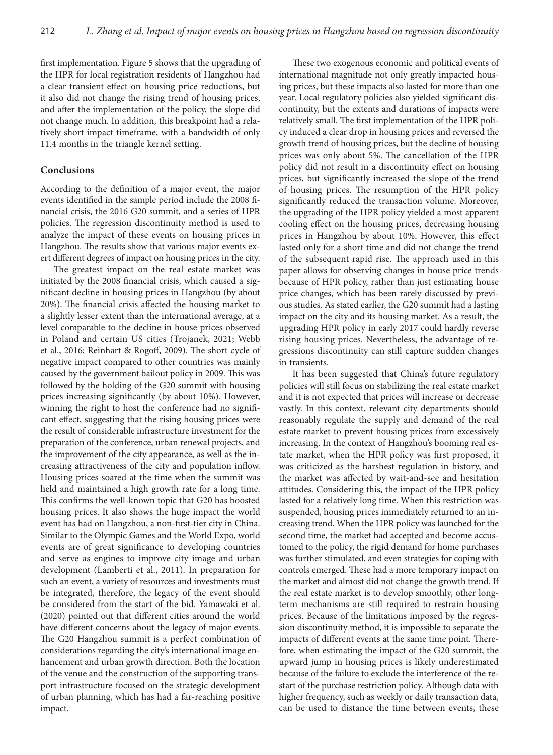first implementation. Figure 5 shows that the upgrading of the HPR for local registration residents of Hangzhou had a clear transient effect on housing price reductions, but it also did not change the rising trend of housing prices, and after the implementation of the policy, the slope did not change much. In addition, this breakpoint had a relatively short impact timeframe, with a bandwidth of only 11.4 months in the triangle kernel setting.

## Conclusions

According to the definition of a major event, the major events identified in the sample period include the 2008 financial crisis, the 2016 G20 summit, and a series of HPR policies. The regression discontinuity method is used to analyze the impact of these events on housing prices in Hangzhou. The results show that various major events exert different degrees of impact on housing prices in the city.

The greatest impact on the real estate market was initiated by the 2008 financial crisis, which caused a significant decline in housing prices in Hangzhou (by about 20%). The financial crisis affected the housing market to a slightly lesser extent than the international average, at a level comparable to the decline in house prices observed in Poland and certain US cities (Trojanek, 2021; Webb et al., 2016; Reinhart & Rogoff, 2009). The short cycle of negative impact compared to other countries was mainly caused by the government bailout policy in 2009. This was followed by the holding of the G20 summit with housing prices increasing significantly (by about 10%). However, winning the right to host the conference had no significant effect, suggesting that the rising housing prices were the result of considerable infrastructure investment for the preparation of the conference, urban renewal projects, and the improvement of the city appearance, as well as the increasing attractiveness of the city and population inflow. Housing prices soared at the time when the summit was held and maintained a high growth rate for a long time. This confirms the well-known topic that G20 has boosted housing prices. It also shows the huge impact the world event has had on Hangzhou, a non-first-tier city in China. Similar to the Olympic Games and the World Expo, world events are of great significance to developing countries and serve as engines to improve city image and urban development (Lamberti et al., 2011). In preparation for such an event, a variety of resources and investments must be integrated, therefore, the legacy of the event should be considered from the start of the bid. Yamawaki et al. (2020) pointed out that different cities around the world have different concerns about the legacy of major events. The G20 Hangzhou summit is a perfect combination of considerations regarding the city's international image enhancement and urban growth direction. Both the location of the venue and the construction of the supporting transport infrastructure focused on the strategic development of urban planning, which has had a far-reaching positive impact.

These two exogenous economic and political events of international magnitude not only greatly impacted housing prices, but these impacts also lasted for more than one year. Local regulatory policies also yielded significant discontinuity, but the extents and durations of impacts were relatively small. The first implementation of the HPR policy induced a clear drop in housing prices and reversed the growth trend of housing prices, but the decline of housing prices was only about 5%. The cancellation of the HPR policy did not result in a discontinuity effect on housing prices, but significantly increased the slope of the trend of housing prices. The resumption of the HPR policy significantly reduced the transaction volume. Moreover, the upgrading of the HPR policy yielded a most apparent cooling effect on the housing prices, decreasing housing prices in Hangzhou by about 10%. However, this effect lasted only for a short time and did not change the trend of the subsequent rapid rise. The approach used in this paper allows for observing changes in house price trends because of HPR policy, rather than just estimating house price changes, which has been rarely discussed by previous studies. As stated earlier, the G20 summit had a lasting impact on the city and its housing market. As a result, the upgrading HPR policy in early 2017 could hardly reverse rising housing prices. Nevertheless, the advantage of regressions discontinuity can still capture sudden changes in transients.

It has been suggested that China's future regulatory policies will still focus on stabilizing the real estate market and it is not expected that prices will increase or decrease vastly. In this context, relevant city departments should reasonably regulate the supply and demand of the real estate market to prevent housing prices from excessively increasing. In the context of Hangzhou's booming real estate market, when the HPR policy was first proposed, it was criticized as the harshest regulation in history, and the market was affected by wait-and-see and hesitation attitudes. Considering this, the impact of the HPR policy lasted for a relatively long time. When this restriction was suspended, housing prices immediately returned to an increasing trend. When the HPR policy was launched for the second time, the market had accepted and become accustomed to the policy, the rigid demand for home purchases was further stimulated, and even strategies for coping with controls emerged. These had a more temporary impact on the market and almost did not change the growth trend. If the real estate market is to develop smoothly, other long-term mechanisms are still required to restrain housing prices. Because of the limitations imposed by the regression discontinuity method, it is impossible to separate the impacts of different events at the same time point. Therefore, when estimating the impact of the G20 summit, the upward jump in housing prices is likely underestimated because of the failure to exclude the interference of the restart of the purchase restriction policy. Although data with higher frequency, such as weekly or daily transaction data, can be used to distance the time between events, these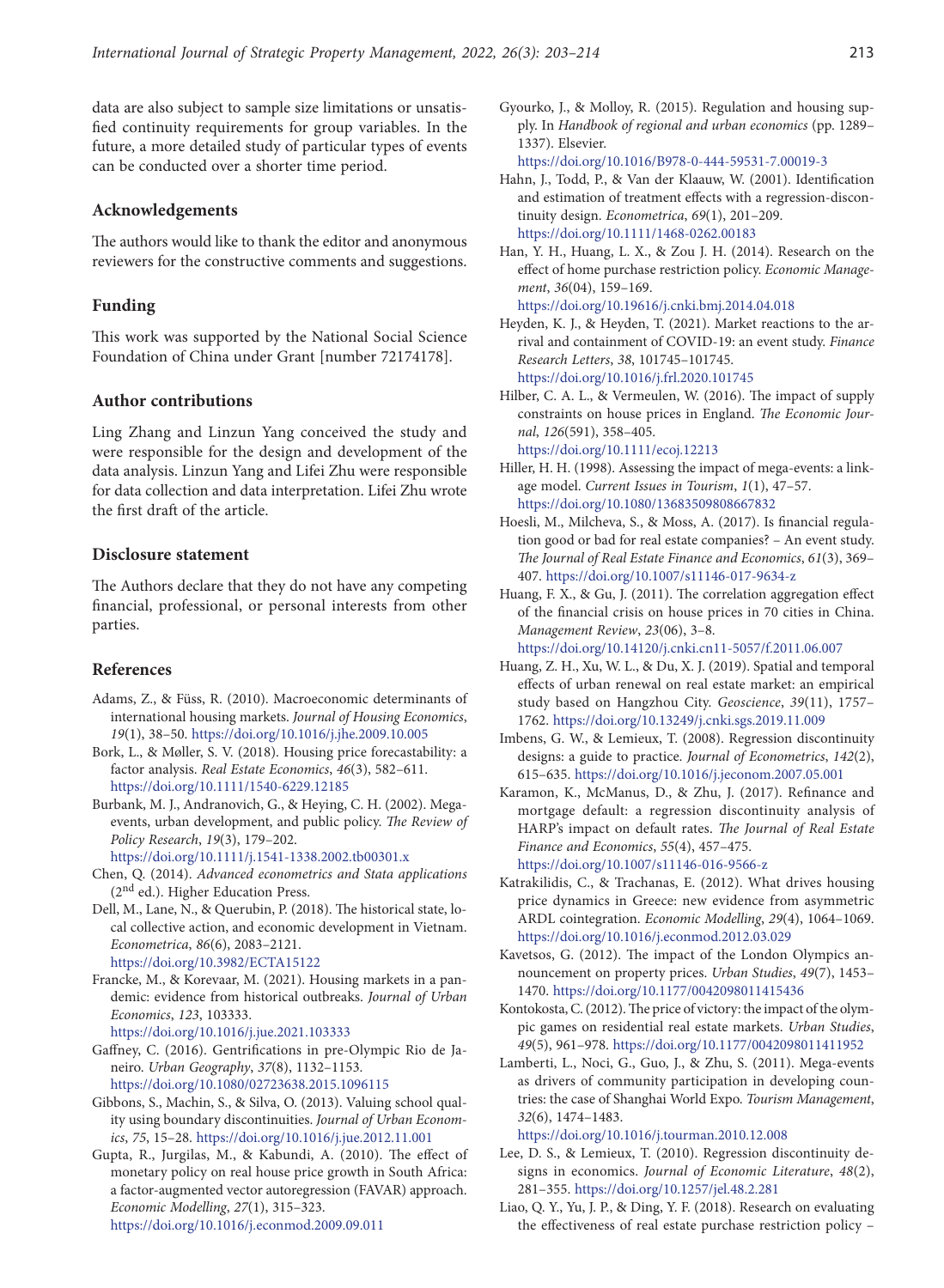data are also subject to sample size limitations or unsatisfied continuity requirements for group variables. In the future, a more detailed study of particular types of events can be conducted over a shorter time period.

## Acknowledgements

The authors would like to thank the editor and anonymous reviewers for the constructive comments and suggestions.

## Funding

This work was supported by the National Social Science Foundation of China under Grant [number 72174178].

## Author contributions

Ling Zhang and Linzun Yang conceived the study and were responsible for the design and development of the data analysis. Linzun Yang and Lifei Zhu were responsible for data collection and data interpretation. Lifei Zhu wrote the first draft of the article.

## Disclosure statement

The Authors declare that they do not have any competing financial, professional, or personal interests from other parties.

## References

Adams, Z., & Füss, R. (2010). Macroeconomic determinants of international housing markets. *Journal of Housing Economics*, *19*(1), 38–50. https://doi.org/10.1016/j.jhe.2009.10.005

Bork, L., & Møller, S. V. (2018). Housing price forecastability: a factor analysis. *Real Estate Economics*, *46*(3), 582–611. https://doi.org/10.1111/1540-6229.12185

Burbank, M. J., Andranovich, G., & Heying, C. H. (2002). Mega-events, urban development, and public policy. *The Review of Policy Research*, *19*(3), 179–202. https://doi.org/10.1111/j.1541-1338.2002.tb00301.x

Chen, Q. (2014). *Advanced econometrics and Stata applications* (2nd ed.). Higher Education Press.

Dell, M., Lane, N., & Querubin, P. (2018). The historical state, local collective action, and economic development in Vietnam. *Econometrica*, *86*(6), 2083–2121. https://doi.org/10.3982/ECTA15122

Francke, M., & Korevaar, M. (2021). Housing markets in a pandemic: evidence from historical outbreaks. *Journal of Urban Economics*, *123*, 103333. https://doi.org/10.1016/j.jue.2021.103333

Gaffney, C. (2016). Gentrifications in pre-Olympic Rio de Janeiro. *Urban Geography*, *37*(8), 1132–1153. https://doi.org/10.1080/02723638.2015.1096115

Gibbons, S., Machin, S., & Silva, O. (2013). Valuing school quality using boundary discontinuities. *Journal of Urban Economics*, *75*, 15–28. https://doi.org/10.1016/j.jue.2012.11.001

Gupta, R., Jurgilas, M., & Kabundi, A. (2010). The effect of monetary policy on real house price growth in South Africa: a factor-augmented vector autoregression (FAVAR) approach. *Economic Modelling*, *27*(1), 315–323. https://doi.org/10.1016/j.econmod.2009.09.011

Gyourko, J., & Molloy, R. (2015). Regulation and housing supply. In *Handbook of regional and urban economics* (pp. 1289–1337). Elsevier. https://doi.org/10.1016/B978-0-444-59531-7.00019-3

Hahn, J., Todd, P., & Van der Klaauw, W. (2001). Identification and estimation of treatment effects with a regression-discontinuity design. *Econometrica*, *69*(1), 201–209. https://doi.org/10.1111/1468-0262.00183

Han, Y. H., Huang, L. X., & Zou J. H. (2014). Research on the effect of home purchase restriction policy. *Economic Management*, *36*(04), 159–169. https://doi.org/10.19616/j.cnki.bmj.2014.04.018

Heyden, K. J., & Heyden, T. (2021). Market reactions to the arrival and containment of COVID-19: an event study. *Finance Research Letters*, *38*, 101745–101745. https://doi.org/10.1016/j.frl.2020.101745

Hilber, C. A. L., & Vermeulen, W. (2016). The impact of supply constraints on house prices in England. *The Economic Journal*, *126*(591), 358–405. https://doi.org/10.1111/ecoj.12213

Hiller, H. H. (1998). Assessing the impact of mega-events: a linkage model. *Current Issues in Tourism*, *1*(1), 47–57. https://doi.org/10.1080/13683509808667832

Hoesli, M., Milcheva, S., & Moss, A. (2017). Is financial regulation good or bad for real estate companies? – An event study. *The Journal of Real Estate Finance and Economics*, *61*(3), 369–407. https://doi.org/10.1007/s11146-017-9634-z

Huang, F. X., & Gu, J. (2011). The correlation aggregation effect of the financial crisis on house prices in 70 cities in China. *Management Review*, *23*(06), 3–8. https://doi.org/10.14120/j.cnki.cn11-5057/f.2011.06.007

Huang, Z. H., Xu, W. L., & Du, X. J. (2019). Spatial and temporal effects of urban renewal on real estate market: an empirical study based on Hangzhou City. *Geoscience*, *39*(11), 1757–1762. https://doi.org/10.13249/j.cnki.sgs.2019.11.009

Imbens, G. W., & Lemieux, T. (2008). Regression discontinuity designs: a guide to practice. *Journal of Econometrics*, *142*(2), 615–635. https://doi.org/10.1016/j.jeconom.2007.05.001

Karamon, K., McManus, D., & Zhu, J. (2017). Refinance and mortgage default: a regression discontinuity analysis of HARP's impact on default rates. *The Journal of Real Estate Finance and Economics*, *55*(4), 457–475. https://doi.org/10.1007/s11146-016-9566-z

Katrakilidis, C., & Trachanas, E. (2012). What drives housing price dynamics in Greece: new evidence from asymmetric ARDL cointegration. *Economic Modelling*, *29*(4), 1064–1069. https://doi.org/10.1016/j.econmod.2012.03.029

Kavetsos, G. (2012). The impact of the London Olympics announcement on property prices. *Urban Studies*, *49*(7), 1453–1470. https://doi.org/10.1177/0042098011415436

Kontokosta, C. (2012). The price of victory: the impact of the olympic games on residential real estate markets. *Urban Studies*, *49*(5), 961–978. https://doi.org/10.1177/0042098011411952

Lamberti, L., Noci, G., Guo, J., & Zhu, S. (2011). Mega-events as drivers of community participation in developing countries: the case of Shanghai World Expo. *Tourism Management*, *32*(6), 1474–1483. https://doi.org/10.1016/j.tourman.2010.12.008

Lee, D. S., & Lemieux, T. (2010). Regression discontinuity designs in economics. *Journal of Economic Literature*, *48*(2), 281–355. https://doi.org/10.1257/jel.48.2.281

Liao, Q. Y., Yu, J. P., & Ding, Y. F. (2018). Research on evaluating the effectiveness of real estate purchase restriction policy –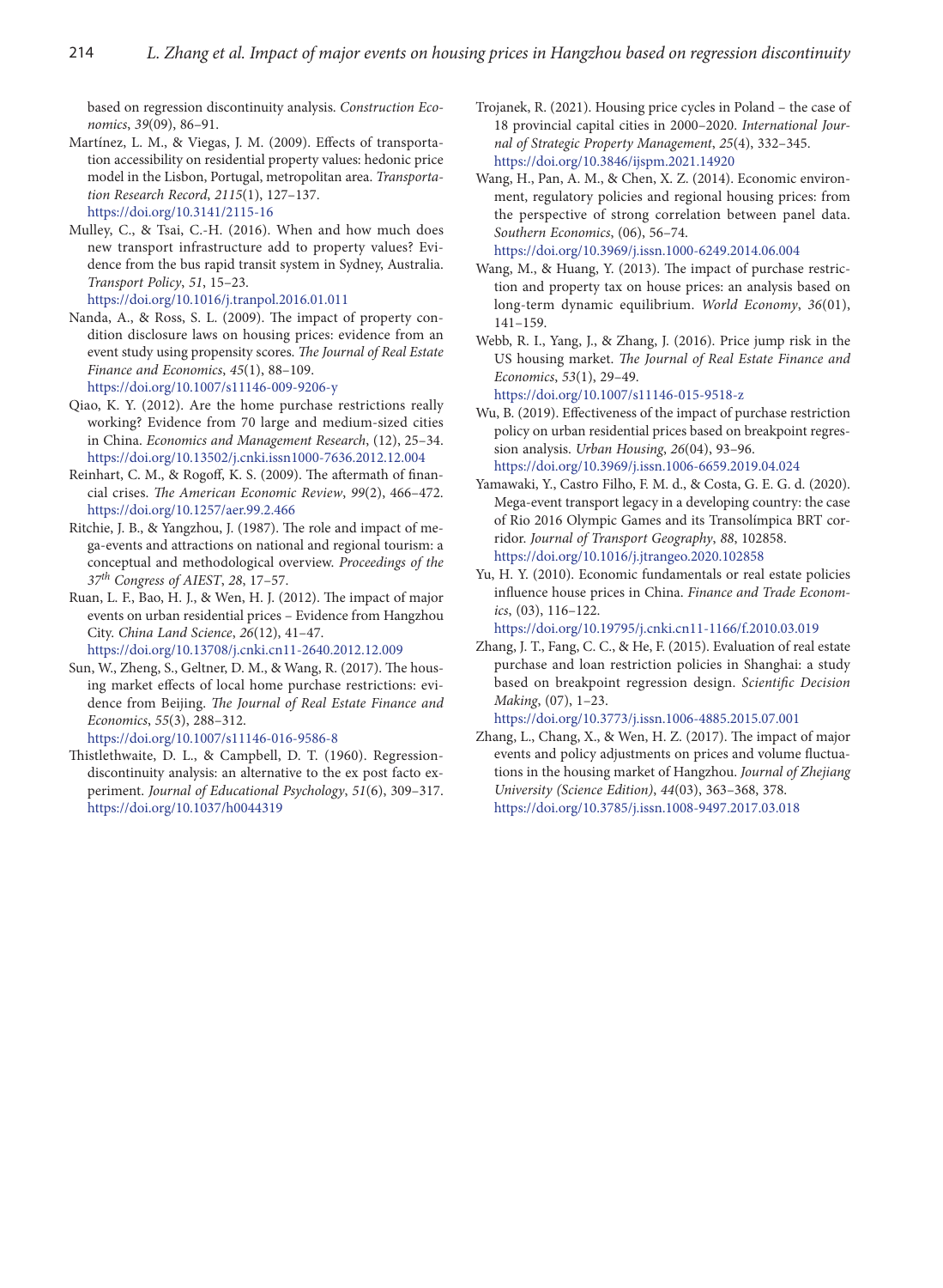based on regression discontinuity analysis. *Construction Economics*, *39*(09), 86–91.

Martínez, L. M., & Viegas, J. M. (2009). Effects of transportation accessibility on residential property values: hedonic price model in the Lisbon, Portugal, metropolitan area. *Transportation Research Record*, *2115*(1), 127–137. https://doi.org/10.3141/2115-16

Mulley, C., & Tsai, C.-H. (2016). When and how much does new transport infrastructure add to property values? Evidence from the bus rapid transit system in Sydney, Australia. *Transport Policy*, *51*, 15–23. https://doi.org/10.1016/j.tranpol.2016.01.011

Nanda, A., & Ross, S. L. (2009). The impact of property condition disclosure laws on housing prices: evidence from an event study using propensity scores. *The Journal of Real Estate Finance and Economics*, *45*(1), 88–109. https://doi.org/10.1007/s11146-009-9206-y

Qiao, K. Y. (2012). Are the home purchase restrictions really working? Evidence from 70 large and medium-sized cities in China. *Economics and Management Research*, (12), 25–34. https://doi.org/10.13502/j.cnki.issn1000-7636.2012.12.004

Reinhart, C. M., & Rogoff, K. S. (2009). The aftermath of financial crises. *The American Economic Review*, *99*(2), 466–472. https://doi.org/10.1257/aer.99.2.466

Ritchie, J. B., & Yangzhou, J. (1987). The role and impact of mega-events and attractions on national and regional tourism: a conceptual and methodological overview. *Proceedings of the 37th Congress of AIEST*, *28*, 17–57.

Ruan, L. F., Bao, H. J., & Wen, H. J. (2012). The impact of major events on urban residential prices – Evidence from Hangzhou City. *China Land Science*, *26*(12), 41–47. https://doi.org/10.13708/j.cnki.cn11-2640.2012.12.009

Sun, W., Zheng, S., Geltner, D. M., & Wang, R. (2017). The housing market effects of local home purchase restrictions: evidence from Beijing. *The Journal of Real Estate Finance and Economics*, *55*(3), 288–312. https://doi.org/10.1007/s11146-016-9586-8

Thistlethwaite, D. L., & Campbell, D. T. (1960). Regression-discontinuity analysis: an alternative to the ex post facto experiment. *Journal of Educational Psychology*, *51*(6), 309–317. https://doi.org/10.1037/h0044319

Trojanek, R. (2021). Housing price cycles in Poland – the case of 18 provincial capital cities in 2000–2020. *International Journal of Strategic Property Management*, *25*(4), 332–345. https://doi.org/10.3846/ijspm.2021.14920

Wang, H., Pan, A. M., & Chen, X. Z. (2014). Economic environment, regulatory policies and regional housing prices: from the perspective of strong correlation between panel data. *Southern Economics*, (06), 56–74. https://doi.org/10.3969/j.issn.1000-6249.2014.06.004

Wang, M., & Huang, Y. (2013). The impact of purchase restriction and property tax on house prices: an analysis based on long-term dynamic equilibrium. *World Economy*, *36*(01), 141–159.

Webb, R. I., Yang, J., & Zhang, J. (2016). Price jump risk in the US housing market. *The Journal of Real Estate Finance and Economics*, *53*(1), 29–49. https://doi.org/10.1007/s11146-015-9518-z

Wu, B. (2019). Effectiveness of the impact of purchase restriction policy on urban residential prices based on breakpoint regression analysis. *Urban Housing*, *26*(04), 93–96. https://doi.org/10.3969/j.issn.1006-6659.2019.04.024

Yamawaki, Y., Castro Filho, F. M. d., & Costa, G. E. G. d. (2020). Mega-event transport legacy in a developing country: the case of Rio 2016 Olympic Games and its Transolímpica BRT corridor. *Journal of Transport Geography*, *88*, 102858. https://doi.org/10.1016/j.jtrangeo.2020.102858

Yu, H. Y. (2010). Economic fundamentals or real estate policies influence house prices in China. *Finance and Trade Economics*, (03), 116–122. https://doi.org/10.19795/j.cnki.cn11-1166/f.2010.03.019

Zhang, J. T., Fang, C. C., & He, F. (2015). Evaluation of real estate purchase and loan restriction policies in Shanghai: a study based on breakpoint regression design. *Scientific Decision Making*, (07), 1–23. https://doi.org/10.3773/j.issn.1006-4885.2015.07.001

Zhang, L., Chang, X., & Wen, H. Z. (2017). The impact of major events and policy adjustments on prices and volume fluctuations in the housing market of Hangzhou. *Journal of Zhejiang University (Science Edition)*, *44*(03), 363–368, 378. https://doi.org/10.3785/j.issn.1008-9497.2017.03.018